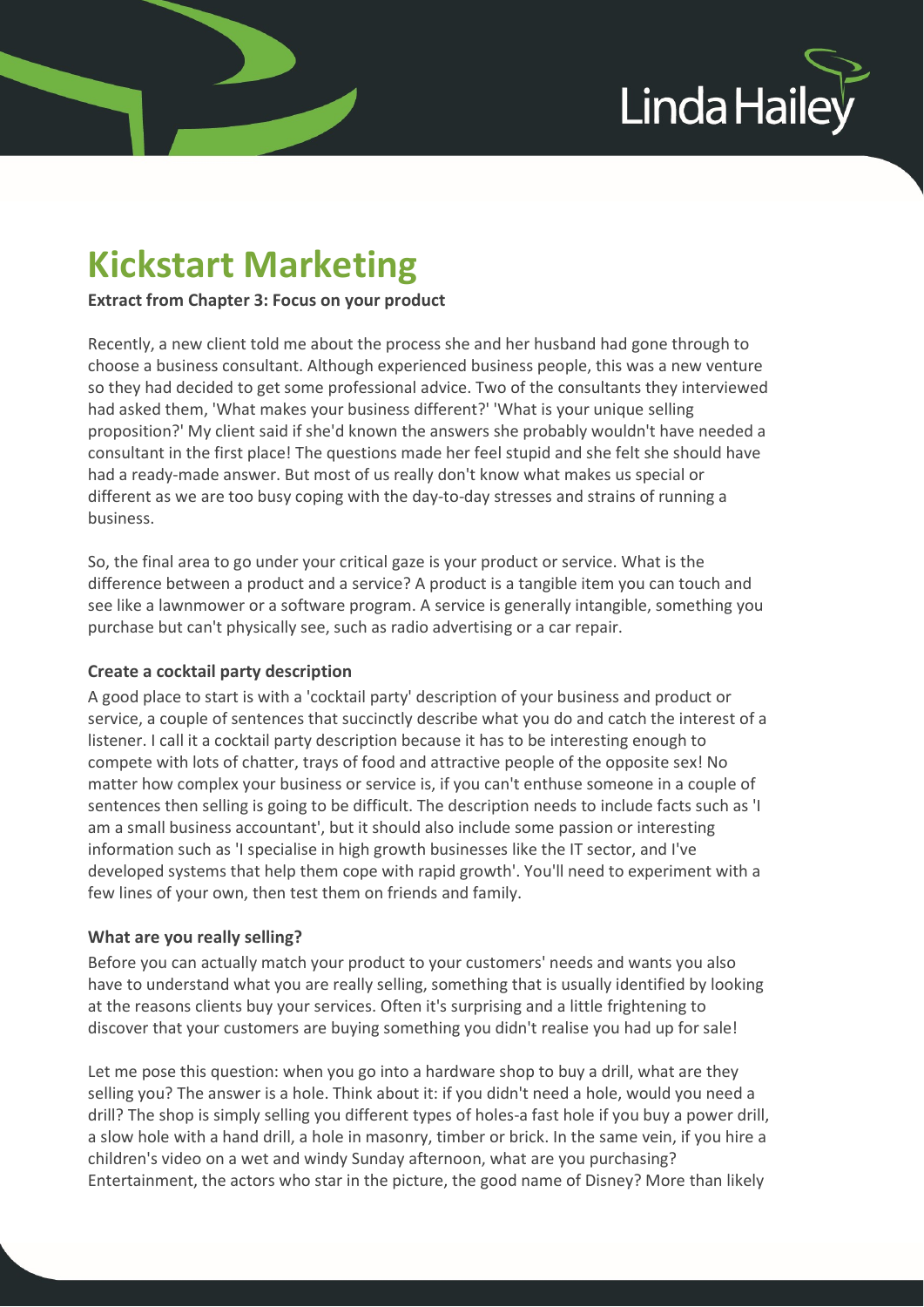# Kickstart Marketing

**Extract from Chapter 3: Focus on your product**

Recently, a new client told me about the process she and her husband had gone through to choose a business consultant. Although experienced business people, this was a new venture so they had decided to get some professional advice. Two of the consultants they interviewed had asked them, 'What makes your business different?' 'What is your unique selling proposition?' My client said if she'd known the answers she probably wouldn't have needed a consultant in the first place! The questions made her feel stupid and she felt she should have had a ready-made answer. But most of us really don't know what makes us special or different as we are too busy coping with the day-to-day stresses and strains of running a business.

So, the final area to go under your critical gaze is your product or service. What is the difference between a product and a service? A product is a tangible item you can touch and see like a lawnmower or a software program. A service is generally intangible, something you purchase but can't physically see, such as radio advertising or a car repair.

### Create a cocktail party description

A good place to start is with a 'cocktail party' description of your business and product or service, a couple of sentences that succinctly describe what you do and catch the interest of a listener. I call it a cocktail party description because it has to be interesting enough to compete with lots of chatter, trays of food and attractive people of the opposite sex! No matter how complex your business or service is, if you can't enthuse someone in a couple of sentences then selling is going to be difficult. The description needs to include facts such as 'I am a small business accountant', but it should also include some passion or interesting information such as 'I specialise in high growth businesses like the IT sector, and I've developed systems that help them cope with rapid growth'. You'll need to experiment with a few lines of your own, then test them on friends and family.

### What are you really selling?

Before you can actually match your product to your customers' needs and wants you also have to understand what you are really selling, something that is usually identified by looking at the reasons clients buy your services. Often it's surprising and a little frightening to discover that your customers are buying something you didn't realise you had up for sale!

Let me pose this question: when you go into a hardware shop to buy a drill, what are they selling you? The answer is a hole. Think about it: if you didn't need a hole, would you need a drill? The shop is simply selling you different types of holes-a fast hole if you buy a power drill, a slow hole with a hand drill, a hole in masonry, timber or brick. In the same vein, if you hire a children's video on a wet and windy Sunday afternoon, what are you purchasing? Entertainment, the actors who star in the picture, the good name of Disney? More than likely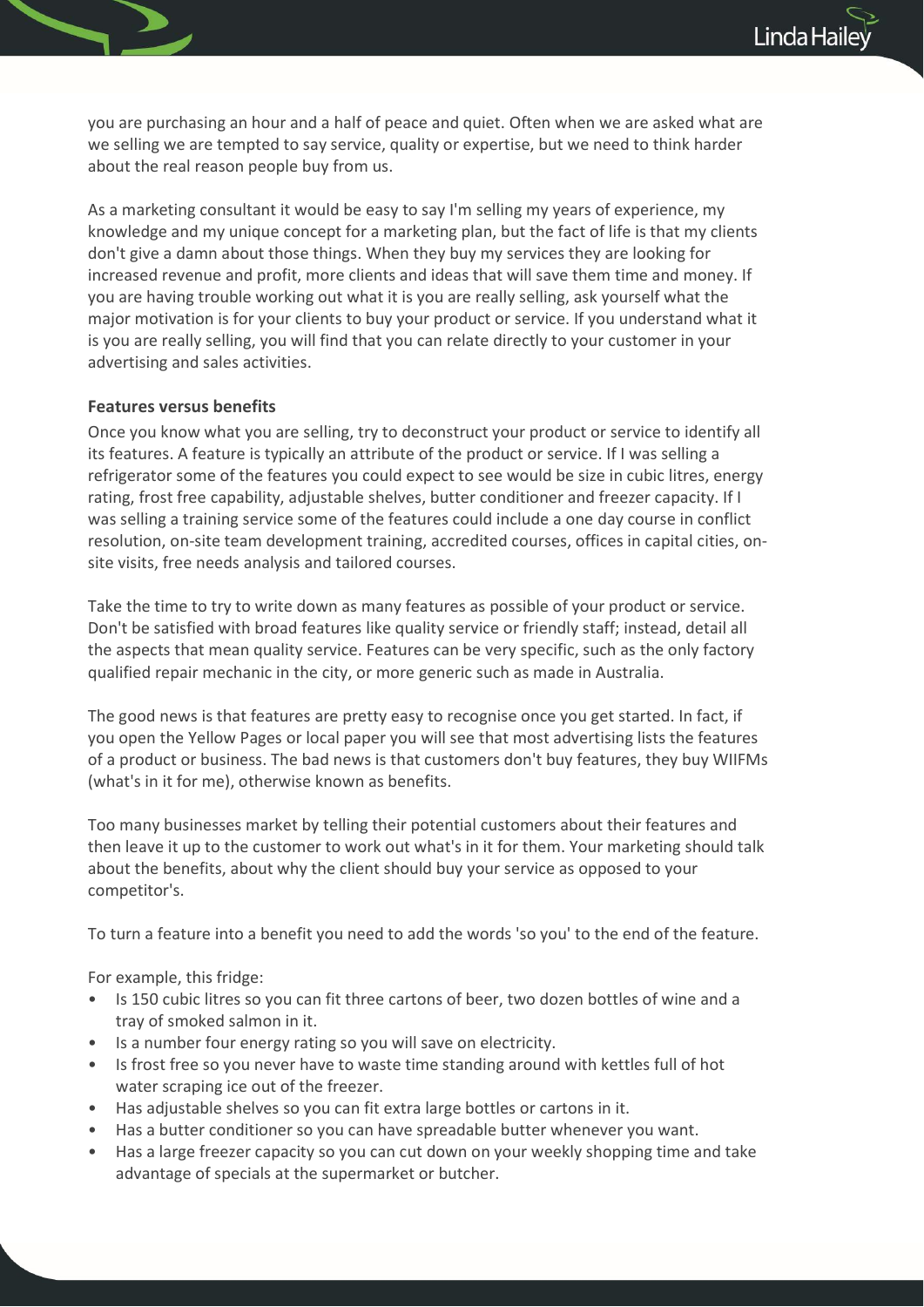you are purchasing an hour and a half of peace and quiet. Often when we are asked what are we selling we are tempted to say service, quality or expertise, but we need to think harder about the real reason people buy from us.

As a marketing consultant it would be easy to say I'm selling my years of experience, my knowledge and my unique concept for a marketing plan, but the fact of life is that my clients don't give a damn about those things. When they buy my services they are looking for increased revenue and profit, more clients and ideas that will save them time and money. If you are having trouble working out what it is you are really selling, ask yourself what the major motivation is for your clients to buy your product or service. If you understand what it is you are really selling, you will find that you can relate directly to your customer in your advertising and sales activities.

**Features versus benefits**

Once you know what you are selling, try to deconstruct your product or service to identify all its features. A feature is typically an attribute of the product or service. If I was selling a refrigerator some of the features you could expect to see would be size in cubic litres, energy rating, frost free capability, adjustable shelves, butter conditioner and freezer capacity. If I was selling a training service some of the features could include a one day course in conflict resolution, on-site team development training, accredited courses, offices in capital cities, on-site visits, free needs analysis and tailored courses.

Take the time to try to write down as many features as possible of your product or service. Don't be satisfied with broad features like quality service or friendly staff; instead, detail all the aspects that mean quality service. Features can be very specific, such as the only factory qualified repair mechanic in the city, or more generic such as made in Australia.

The good news is that features are pretty easy to recognise once you get started. In fact, if you open the Yellow Pages or local paper you will see that most advertising lists the features of a product or business. The bad news is that customers don't buy features, they buy WIIFMs (what's in it for me), otherwise known as benefits.

Too many businesses market by telling their potential customers about their features and then leave it up to the customer to work out what's in it for them. Your marketing should talk about the benefits, about why the client should buy your service as opposed to your competitor's.

To turn a feature into a benefit you need to add the words 'so you' to the end of the feature.

For example, this fridge:

- Is 150 cubic litres so you can fit three cartons of beer, two dozen bottles of wine and a tray of smoked salmon in it.
- Is a number four energy rating so you will save on electricity.
- Is frost free so you never have to waste time standing around with kettles full of hot water scraping ice out of the freezer.
- Has adjustable shelves so you can fit extra large bottles or cartons in it.
- Has a butter conditioner so you can have spreadable butter whenever you want.
- Has a large freezer capacity so you can cut down on your weekly shopping time and take advantage of specials at the supermarket or butcher.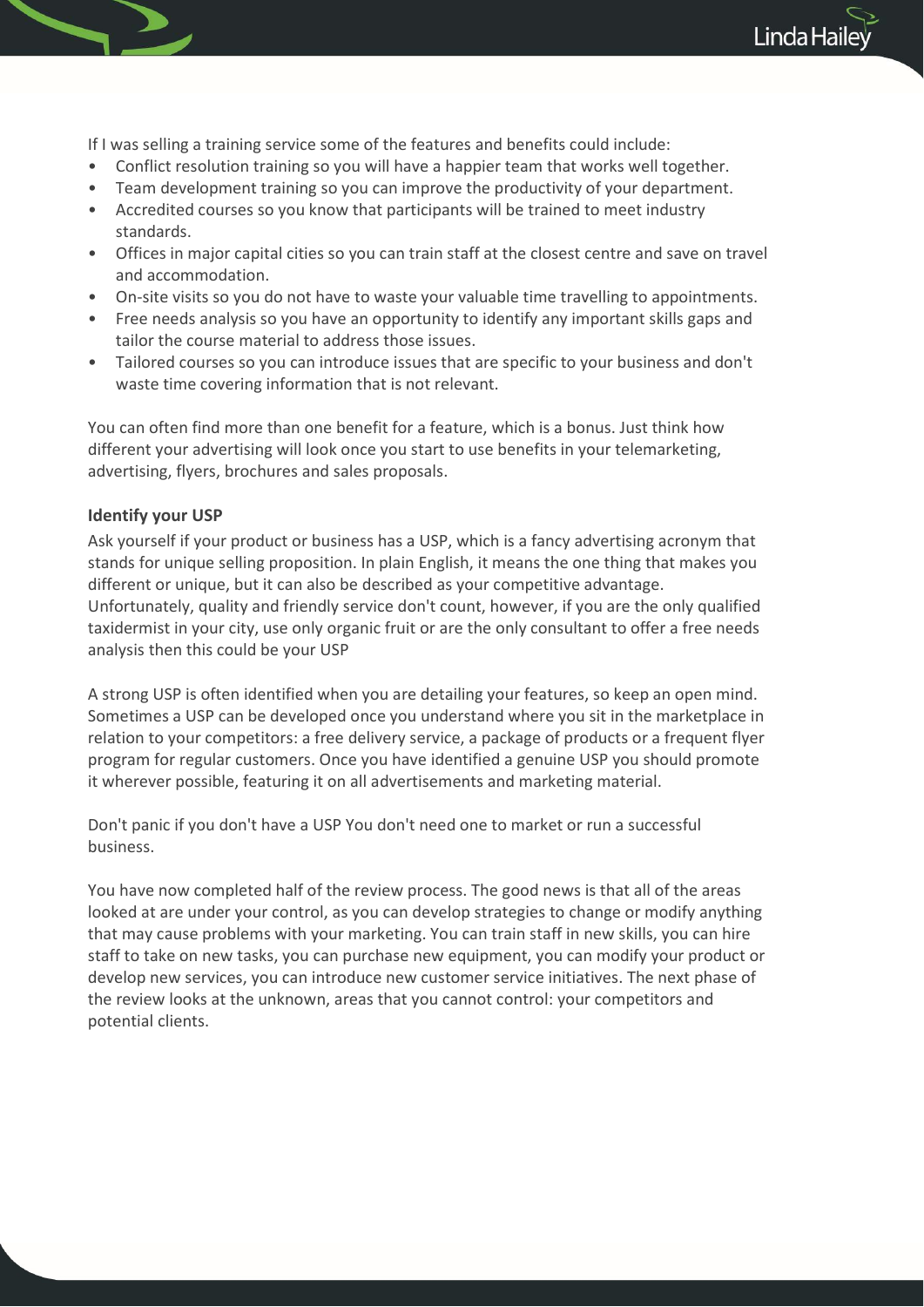If I was selling a training service some of the features and benefits could include:

- Conflict resolution training so you will have a happier team that works well together.
- Team development training so you can improve the productivity of your department.
- Accredited courses so you know that participants will be trained to meet industry standards.
- Offices in major capital cities so you can train staff at the closest centre and save on travel and accommodation.
- On-site visits so you do not have to waste your valuable time travelling to appointments.
- Free needs analysis so you have an opportunity to identify any important skills gaps and tailor the course material to address those issues.
- Tailored courses so you can introduce issues that are specific to your business and don't waste time covering information that is not relevant.

You can often find more than one benefit for a feature, which is a bonus. Just think how different your advertising will look once you start to use benefits in your telemarketing, advertising, flyers, brochures and sales proposals.

**Identify your USP**

Ask yourself if your product or business has a USP, which is a fancy advertising acronym that stands for unique selling proposition. In plain English, it means the one thing that makes you different or unique, but it can also be described as your competitive advantage. Unfortunately, quality and friendly service don't count, however, if you are the only qualified taxidermist in your city, use only organic fruit or are the only consultant to offer a free needs analysis then this could be your USP

A strong USP is often identified when you are detailing your features, so keep an open mind. Sometimes a USP can be developed once you understand where you sit in the marketplace in relation to your competitors: a free delivery service, a package of products or a frequent flyer program for regular customers. Once you have identified a genuine USP you should promote it wherever possible, featuring it on all advertisements and marketing material.

Don't panic if you don't have a USP You don't need one to market or run a successful business.

You have now completed half of the review process. The good news is that all of the areas looked at are under your control, as you can develop strategies to change or modify anything that may cause problems with your marketing. You can train staff in new skills, you can hire staff to take on new tasks, you can purchase new equipment, you can modify your product or develop new services, you can introduce new customer service initiatives. The next phase of the review looks at the unknown, areas that you cannot control: your competitors and potential clients.